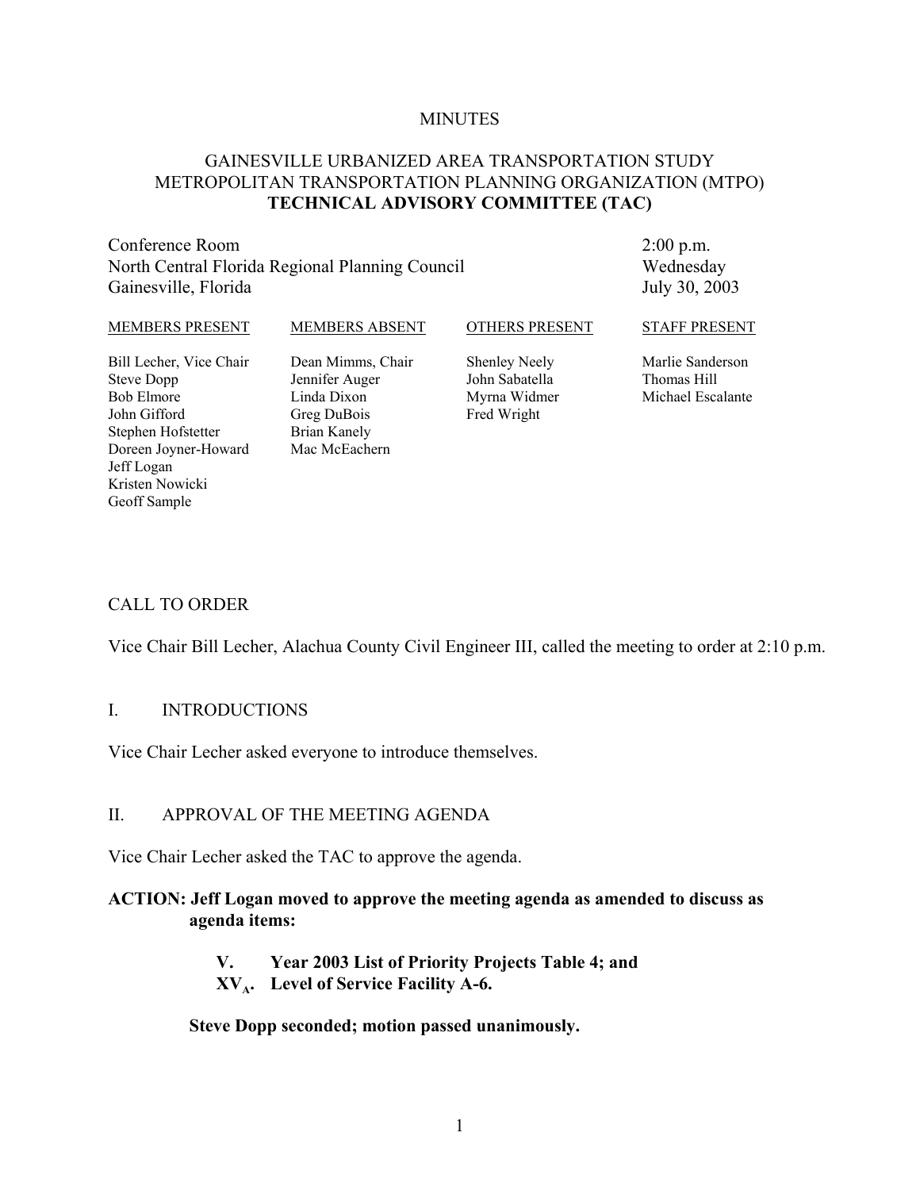MINUTES

# GAINESVILLE URBANIZED AREA TRANSPORTATION STUDY
# METROPOLITAN TRANSPORTATION PLANNING ORGANIZATION (MTPO)
# TECHNICAL ADVISORY COMMITTEE (TAC)

Conference Room
North Central Florida Regional Planning Council
Gainesville, Florida

2:00 p.m.
Wednesday
July 30, 2003

| MEMBERS PRESENT | MEMBERS ABSENT | OTHERS PRESENT | STAFF PRESENT |
|---|---|---|---|
| Bill Lecher, Vice Chair | Dean Mimms, Chair | Shenley Neely | Marlie Sanderson |
| Steve Dopp | Jennifer Auger | John Sabatella | Thomas Hill |
| Bob Elmore | Linda Dixon | Myrna Widmer | Michael Escalante |
| John Gifford | Greg DuBois | Fred Wright | |
| Stephen Hofstetter | Brian Kanely | | |
| Doreen Joyner-Howard | Mac McEachern | | |
| Jeff Logan | | | |
| Kristen Nowicki | | | |
| Geoff Sample | | | |

## CALL TO ORDER

Vice Chair Bill Lecher, Alachua County Civil Engineer III, called the meeting to order at 2:10 p.m.

## I. INTRODUCTIONS

Vice Chair Lecher asked everyone to introduce themselves.

## II. APPROVAL OF THE MEETING AGENDA

Vice Chair Lecher asked the TAC to approve the agenda.

**ACTION: Jeff Logan moved to approve the meeting agenda as amended to discuss as agenda items:**

> **V. Year 2003 List of Priority Projects Table 4; and**
> **$XV_A$. Level of Service Facility A-6.**

**Steve Dopp seconded; motion passed unanimously.**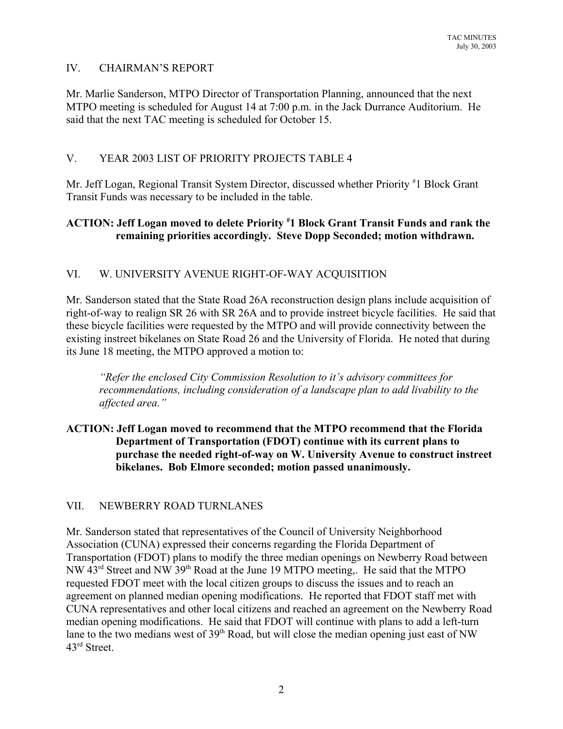## IV. CHAIRMAN'S REPORT

Mr. Marlie Sanderson, MTPO Director of Transportation Planning, announced that the next MTPO meeting is scheduled for August 14 at 7:00 p.m. in the Jack Durrance Auditorium. He said that the next TAC meeting is scheduled for October 15.

## V. YEAR 2003 LIST OF PRIORITY PROJECTS TABLE 4

Mr. Jeff Logan, Regional Transit System Director, discussed whether Priority #1 Block Grant Transit Funds was necessary to be included in the table.

**ACTION: Jeff Logan moved to delete Priority #1 Block Grant Transit Funds and rank the remaining priorities accordingly. Steve Dopp Seconded; motion withdrawn.**

## VI. W. UNIVERSITY AVENUE RIGHT-OF-WAY ACQUISITION

Mr. Sanderson stated that the State Road 26A reconstruction design plans include acquisition of right-of-way to realign SR 26 with SR 26A and to provide instreet bicycle facilities. He said that these bicycle facilities were requested by the MTPO and will provide connectivity between the existing instreet bikelanes on State Road 26 and the University of Florida. He noted that during its June 18 meeting, the MTPO approved a motion to:

> *"Refer the enclosed City Commission Resolution to it's advisory committees for recommendations, including consideration of a landscape plan to add livability to the affected area."*

**ACTION: Jeff Logan moved to recommend that the MTPO recommend that the Florida Department of Transportation (FDOT) continue with its current plans to purchase the needed right-of-way on W. University Avenue to construct instreet bikelanes. Bob Elmore seconded; motion passed unanimously.**

## VII. NEWBERRY ROAD TURNLANES

Mr. Sanderson stated that representatives of the Council of University Neighborhood Association (CUNA) expressed their concerns regarding the Florida Department of Transportation (FDOT) plans to modify the three median openings on Newberry Road between NW 43rd Street and NW 39th Road at the June 19 MTPO meeting,. He said that the MTPO requested FDOT meet with the local citizen groups to discuss the issues and to reach an agreement on planned median opening modifications. He reported that FDOT staff met with CUNA representatives and other local citizens and reached an agreement on the Newberry Road median opening modifications. He said that FDOT will continue with plans to add a left-turn lane to the two medians west of 39th Road, but will close the median opening just east of NW 43rd Street.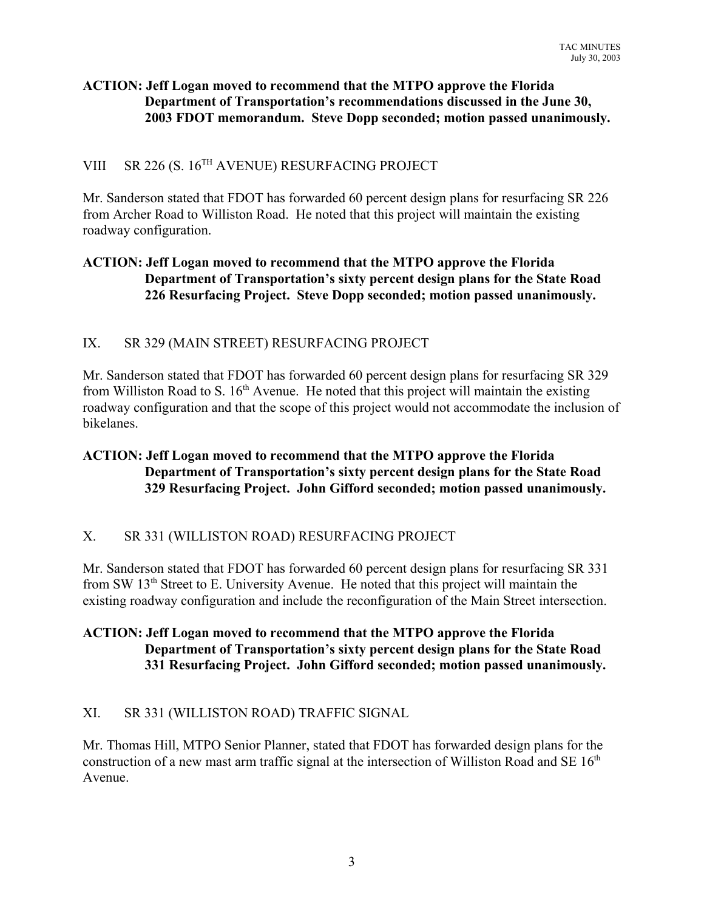**ACTION: Jeff Logan moved to recommend that the MTPO approve the Florida Department of Transportation's recommendations discussed in the June 30, 2003 FDOT memorandum. Steve Dopp seconded; motion passed unanimously.**

## VIII SR 226 (S. 16TH AVENUE) RESURFACING PROJECT

Mr. Sanderson stated that FDOT has forwarded 60 percent design plans for resurfacing SR 226 from Archer Road to Williston Road. He noted that this project will maintain the existing roadway configuration.

**ACTION: Jeff Logan moved to recommend that the MTPO approve the Florida Department of Transportation's sixty percent design plans for the State Road 226 Resurfacing Project. Steve Dopp seconded; motion passed unanimously.**

## IX. SR 329 (MAIN STREET) RESURFACING PROJECT

Mr. Sanderson stated that FDOT has forwarded 60 percent design plans for resurfacing SR 329 from Williston Road to S. 16th Avenue. He noted that this project will maintain the existing roadway configuration and that the scope of this project would not accommodate the inclusion of bikelanes.

**ACTION: Jeff Logan moved to recommend that the MTPO approve the Florida Department of Transportation's sixty percent design plans for the State Road 329 Resurfacing Project. John Gifford seconded; motion passed unanimously.**

## X. SR 331 (WILLISTON ROAD) RESURFACING PROJECT

Mr. Sanderson stated that FDOT has forwarded 60 percent design plans for resurfacing SR 331 from SW 13th Street to E. University Avenue. He noted that this project will maintain the existing roadway configuration and include the reconfiguration of the Main Street intersection.

**ACTION: Jeff Logan moved to recommend that the MTPO approve the Florida Department of Transportation's sixty percent design plans for the State Road 331 Resurfacing Project. John Gifford seconded; motion passed unanimously.**

## XI. SR 331 (WILLISTON ROAD) TRAFFIC SIGNAL

Mr. Thomas Hill, MTPO Senior Planner, stated that FDOT has forwarded design plans for the construction of a new mast arm traffic signal at the intersection of Williston Road and SE 16th Avenue.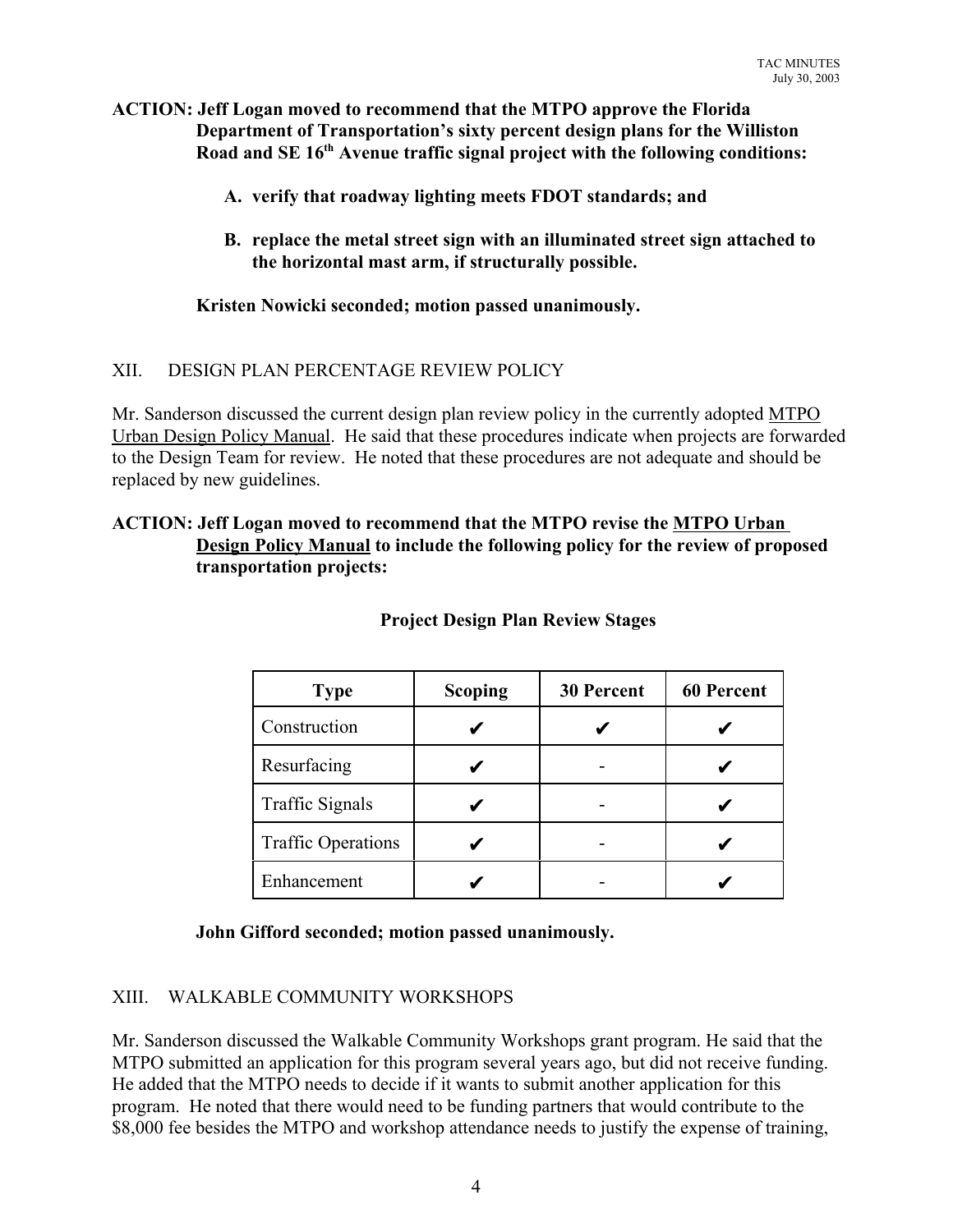**ACTION: Jeff Logan moved to recommend that the MTPO approve the Florida Department of Transportation's sixty percent design plans for the Williston Road and SE 16th Avenue traffic signal project with the following conditions:**

**A. verify that roadway lighting meets FDOT standards; and**

**B. replace the metal street sign with an illuminated street sign attached to the horizontal mast arm, if structurally possible.**

**Kristen Nowicki seconded; motion passed unanimously.**

## XII. DESIGN PLAN PERCENTAGE REVIEW POLICY

Mr. Sanderson discussed the current design plan review policy in the currently adopted MTPO Urban Design Policy Manual. He said that these procedures indicate when projects are forwarded to the Design Team for review. He noted that these procedures are not adequate and should be replaced by new guidelines.

**ACTION: Jeff Logan moved to recommend that the MTPO revise the MTPO Urban Design Policy Manual to include the following policy for the review of proposed transportation projects:**

**Project Design Plan Review Stages**

| Type | Scoping | 30 Percent | 60 Percent |
|---|---|---|---|
| Construction | ✔ | ✔ | ✔ |
| Resurfacing | ✔ | - | ✔ |
| Traffic Signals | ✔ | - | ✔ |
| Traffic Operations | ✔ | - | ✔ |
| Enhancement | ✔ | - | ✔ |

**John Gifford seconded; motion passed unanimously.**

## XIII. WALKABLE COMMUNITY WORKSHOPS

Mr. Sanderson discussed the Walkable Community Workshops grant program. He said that the MTPO submitted an application for this program several years ago, but did not receive funding. He added that the MTPO needs to decide if it wants to submit another application for this program. He noted that there would need to be funding partners that would contribute to the $8,000 fee besides the MTPO and workshop attendance needs to justify the expense of training,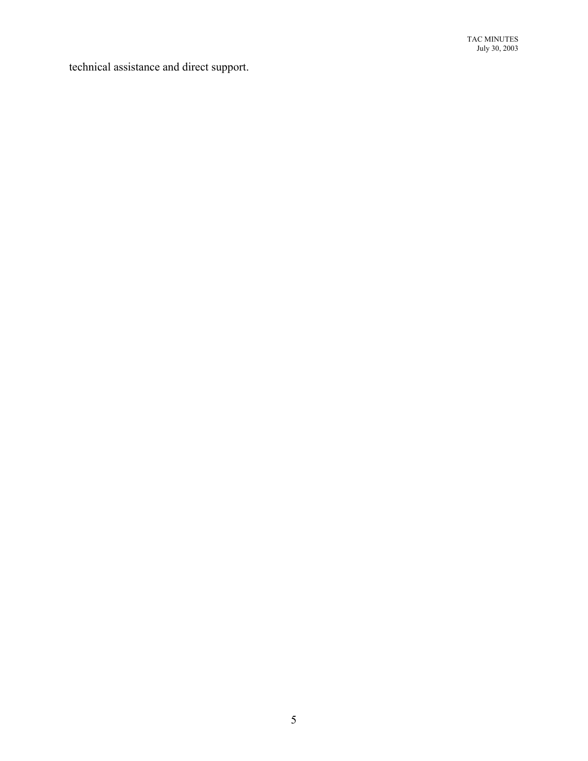technical assistance and direct support.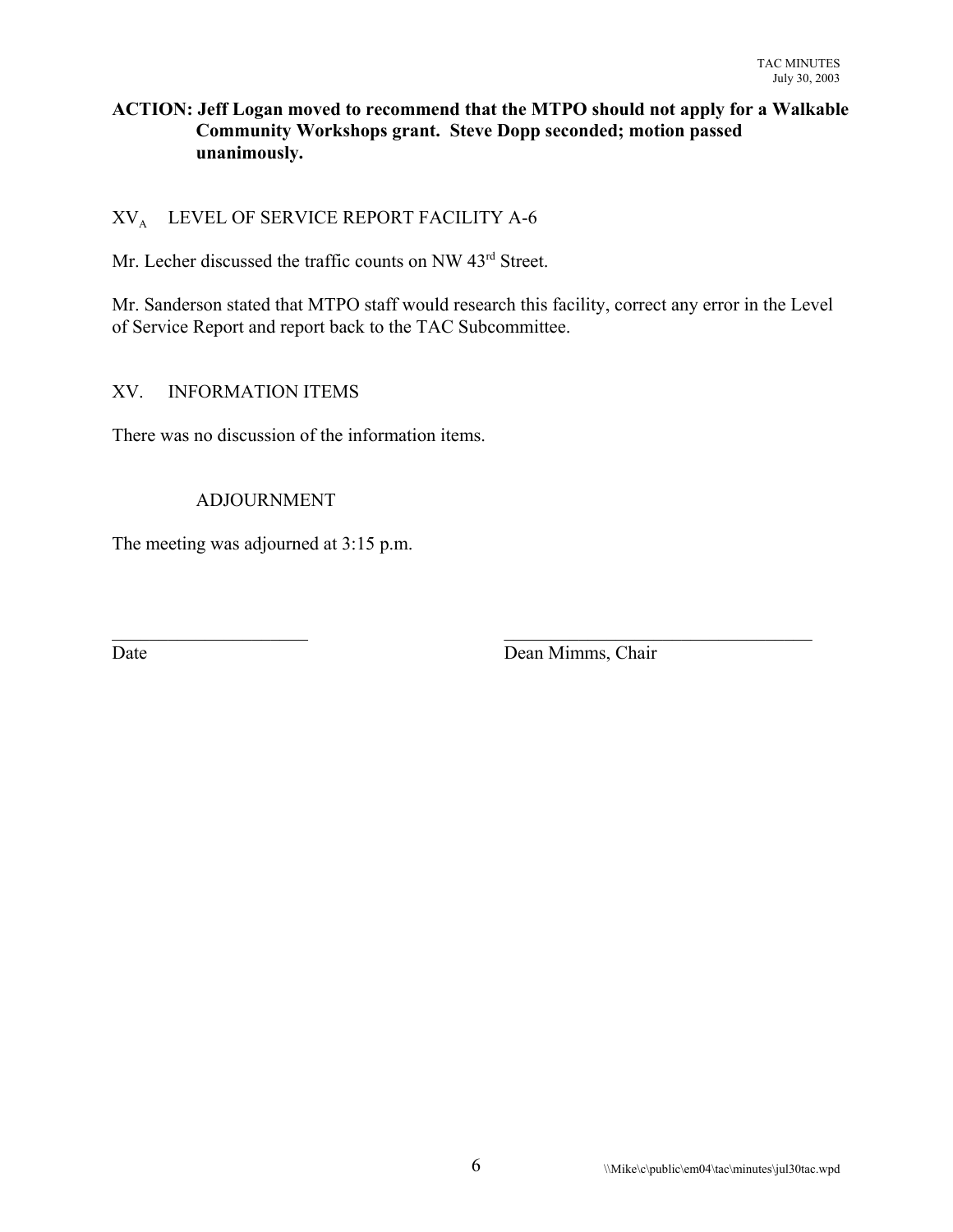**ACTION: Jeff Logan moved to recommend that the MTPO should not apply for a Walkable Community Workshops grant. Steve Dopp seconded; motion passed unanimously.**

## $XV_A$ LEVEL OF SERVICE REPORT FACILITY A-6

Mr. Lecher discussed the traffic counts on NW 43rd Street.

Mr. Sanderson stated that MTPO staff would research this facility, correct any error in the Level of Service Report and report back to the TAC Subcommittee.

## XV. INFORMATION ITEMS

There was no discussion of the information items.

## ADJOURNMENT

The meeting was adjourned at 3:15 p.m.

\_\_\_\_\_\_\_\_\_\_\_\_\_\_\_\_\_\_\_\_\_\_ \_\_\_\_\_\_\_\_\_\_\_\_\_\_\_\_\_\_\_\_\_\_\_\_\_\_\_\_\_\_\_\_\_\_

Date Dean Mimms, Chair

\\Mike\c\public\em04\tac\minutes\jul30tac.wpd